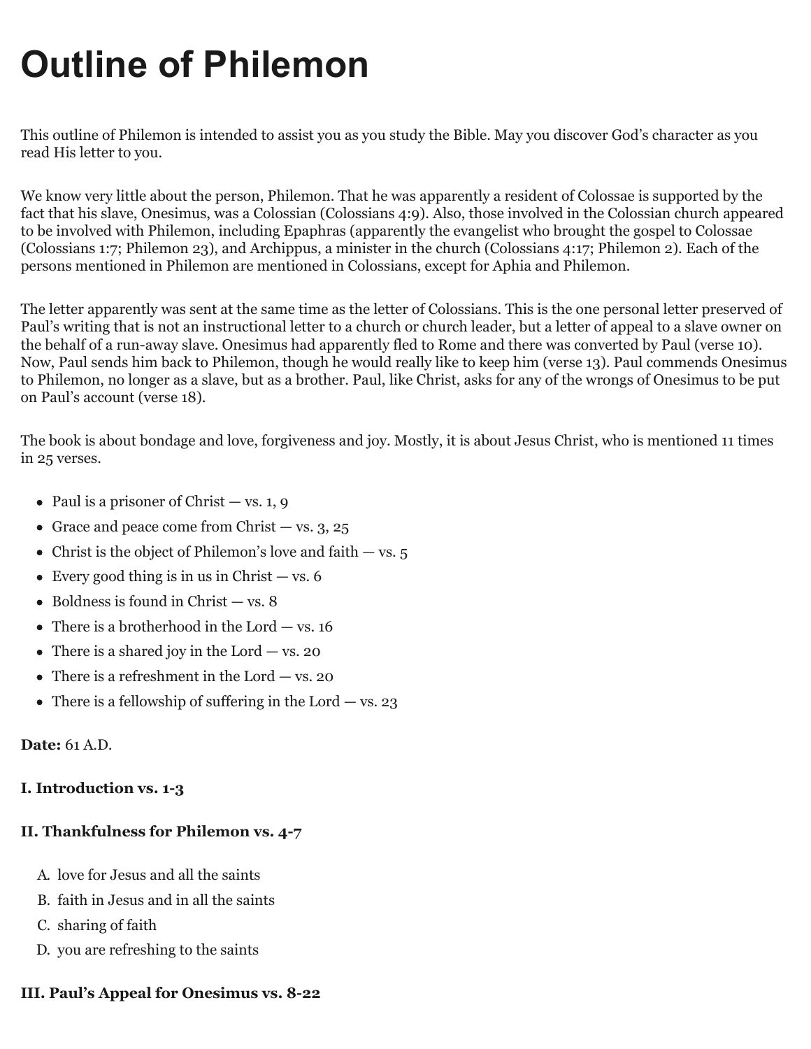# Outline of Philemon

This outline of Philemon is intended to assist you as you study the Bible. May you discover God's character as you read His letter to you.

We know very little about the person, Philemon. That he was apparently a resident of Colossae is supported by the fact that his slave, Onesimus, was a Colossian (Colossians 4:9). Also, those involved in the Colossian church appeared to be involved with Philemon, including Epaphras (apparently the evangelist who brought the gospel to Colossae (Colossians 1:7; Philemon 23), and Archippus, a minister in the church (Colossians 4:17; Philemon 2). Each of the persons mentioned in Philemon are mentioned in Colossians, except for Aphia and Philemon.

The letter apparently was sent at the same time as the letter of Colossians. This is the one personal letter preserved of Paul's writing that is not an instructional letter to a church or church leader, but a letter of appeal to a slave owner on the behalf of a run-away slave. Onesimus had apparently fled to Rome and there was converted by Paul (verse 10). Now, Paul sends him back to Philemon, though he would really like to keep him (verse 13). Paul commends Onesimus to Philemon, no longer as a slave, but as a brother. Paul, like Christ, asks for any of the wrongs of Onesimus to be put on Paul's account (verse 18).

The book is about bondage and love, forgiveness and joy. Mostly, it is about Jesus Christ, who is mentioned 11 times in 25 verses.

- Paul is a prisoner of Christ — vs. 1, 9
- Grace and peace come from Christ — vs. 3, 25
- Christ is the object of Philemon's love and faith — vs. 5
- Every good thing is in us in Christ — vs. 6
- Boldness is found in Christ — vs. 8
- There is a brotherhood in the Lord — vs. 16
- There is a shared joy in the Lord — vs. 20
- There is a refreshment in the Lord — vs. 20
- There is a fellowship of suffering in the Lord — vs. 23

**Date:** 61 A.D.

**I. Introduction vs. 1-3**

**II. Thankfulness for Philemon vs. 4-7**

A. love for Jesus and all the saints
B. faith in Jesus and in all the saints
C. sharing of faith
D. you are refreshing to the saints

**III. Paul's Appeal for Onesimus vs. 8-22**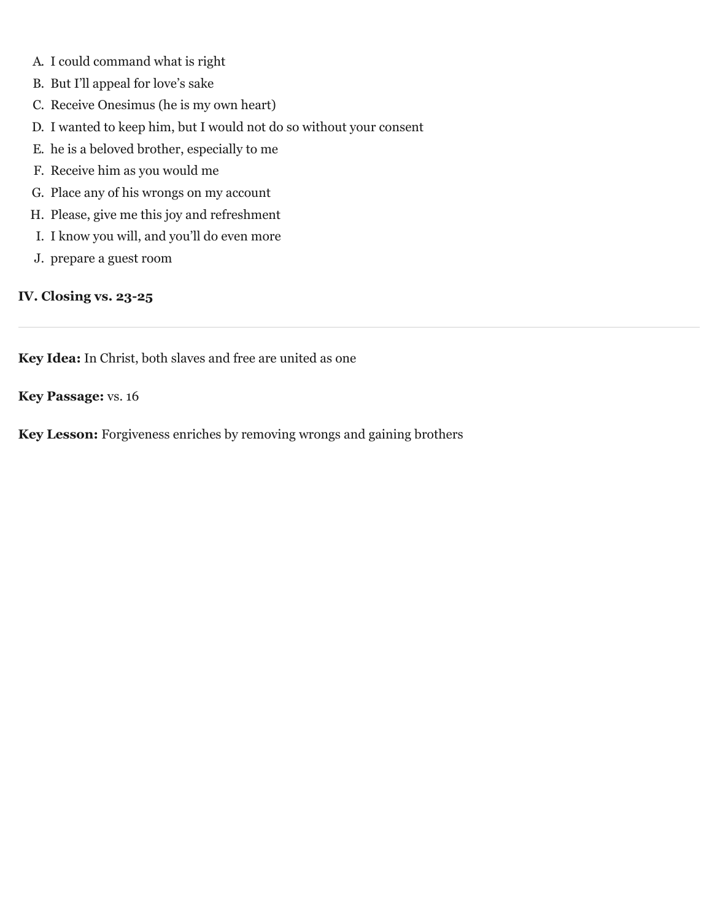A. I could command what is right
B. But I'll appeal for love's sake
C. Receive Onesimus (he is my own heart)
D. I wanted to keep him, but I would not do so without your consent
E. he is a beloved brother, especially to me
F. Receive him as you would me
G. Place any of his wrongs on my account
H. Please, give me this joy and refreshment
I. I know you will, and you'll do even more
J. prepare a guest room

**IV. Closing vs. 23-25**

---

**Key Idea:** In Christ, both slaves and free are united as one

**Key Passage:** vs. 16

**Key Lesson:** Forgiveness enriches by removing wrongs and gaining brothers